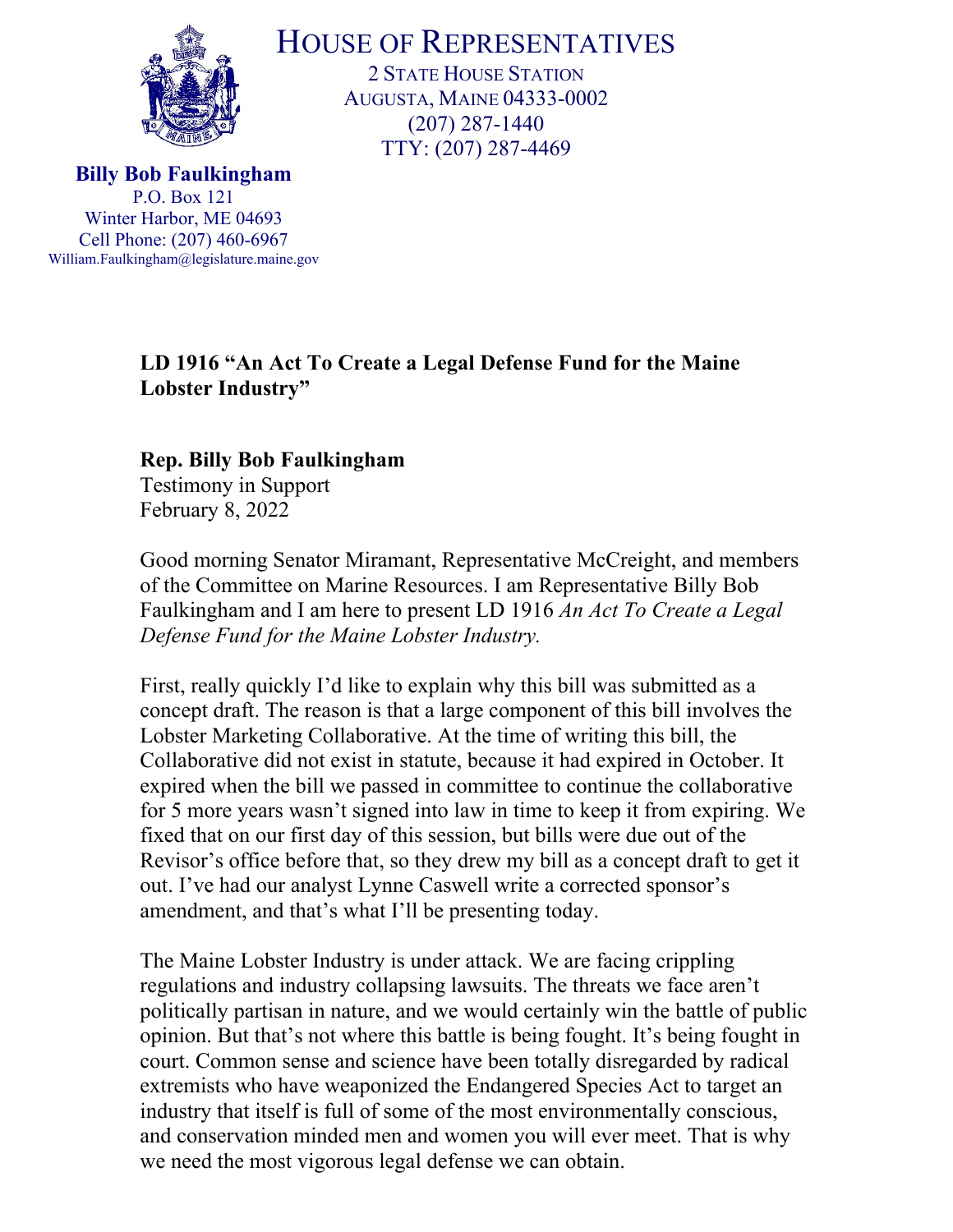# HOUSE OF REPRESENTATIVES

2 STATE HOUSE STATION
AUGUSTA, MAINE 04333-0002
(207) 287-1440
TTY: (207) 287-4469

**Billy Bob Faulkingham**
P.O. Box 121
Winter Harbor, ME 04693
Cell Phone: (207) 460-6967
William.Faulkingham@legislature.maine.gov

**LD 1916 "An Act To Create a Legal Defense Fund for the Maine Lobster Industry"**

**Rep. Billy Bob Faulkingham**
Testimony in Support
February 8, 2022

Good morning Senator Miramant, Representative McCreight, and members of the Committee on Marine Resources. I am Representative Billy Bob Faulkingham and I am here to present LD 1916 *An Act To Create a Legal Defense Fund for the Maine Lobster Industry.*

First, really quickly I'd like to explain why this bill was submitted as a concept draft. The reason is that a large component of this bill involves the Lobster Marketing Collaborative. At the time of writing this bill, the Collaborative did not exist in statute, because it had expired in October. It expired when the bill we passed in committee to continue the collaborative for 5 more years wasn't signed into law in time to keep it from expiring. We fixed that on our first day of this session, but bills were due out of the Revisor's office before that, so they drew my bill as a concept draft to get it out. I've had our analyst Lynne Caswell write a corrected sponsor's amendment, and that's what I'll be presenting today.

The Maine Lobster Industry is under attack. We are facing crippling regulations and industry collapsing lawsuits. The threats we face aren't politically partisan in nature, and we would certainly win the battle of public opinion. But that's not where this battle is being fought. It's being fought in court. Common sense and science have been totally disregarded by radical extremists who have weaponized the Endangered Species Act to target an industry that itself is full of some of the most environmentally conscious, and conservation minded men and women you will ever meet. That is why we need the most vigorous legal defense we can obtain.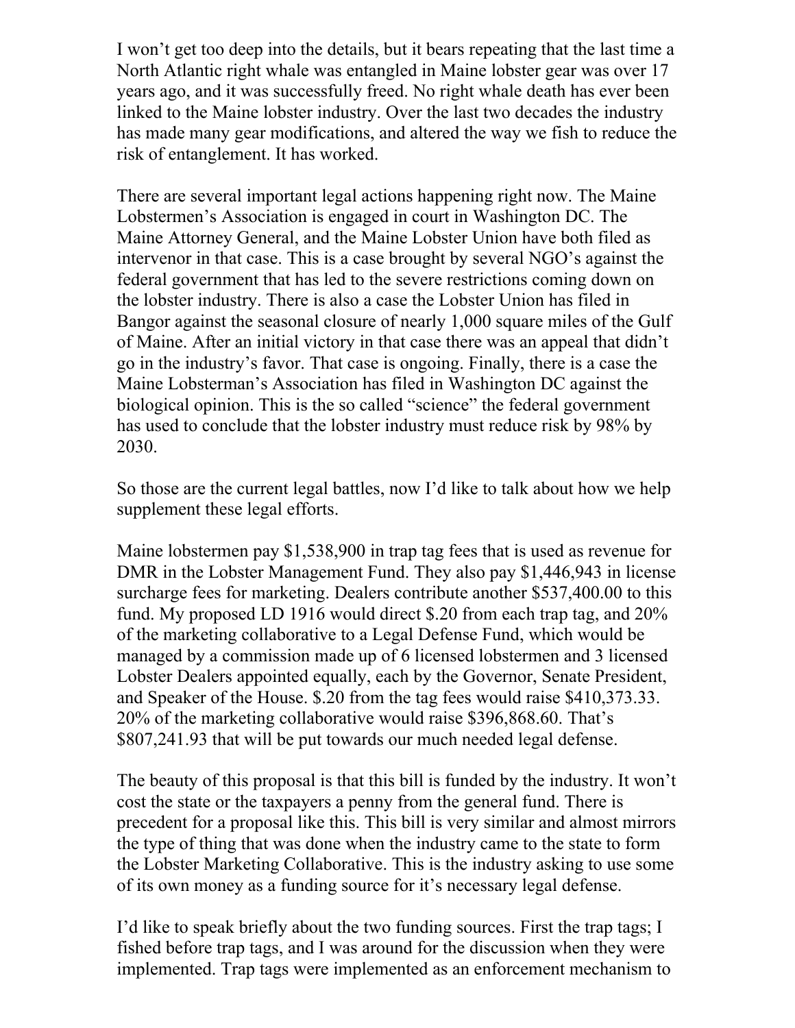I won't get too deep into the details, but it bears repeating that the last time a North Atlantic right whale was entangled in Maine lobster gear was over 17 years ago, and it was successfully freed. No right whale death has ever been linked to the Maine lobster industry. Over the last two decades the industry has made many gear modifications, and altered the way we fish to reduce the risk of entanglement. It has worked.

There are several important legal actions happening right now. The Maine Lobstermen's Association is engaged in court in Washington DC. The Maine Attorney General, and the Maine Lobster Union have both filed as intervenor in that case. This is a case brought by several NGO's against the federal government that has led to the severe restrictions coming down on the lobster industry. There is also a case the Lobster Union has filed in Bangor against the seasonal closure of nearly 1,000 square miles of the Gulf of Maine. After an initial victory in that case there was an appeal that didn't go in the industry's favor. That case is ongoing. Finally, there is a case the Maine Lobsterman's Association has filed in Washington DC against the biological opinion. This is the so called "science" the federal government has used to conclude that the lobster industry must reduce risk by 98% by 2030.

So those are the current legal battles, now I'd like to talk about how we help supplement these legal efforts.

Maine lobstermen pay $1,538,900 in trap tag fees that is used as revenue for DMR in the Lobster Management Fund. They also pay $1,446,943 in license surcharge fees for marketing. Dealers contribute another $537,400.00 to this fund. My proposed LD 1916 would direct $.20 from each trap tag, and 20% of the marketing collaborative to a Legal Defense Fund, which would be managed by a commission made up of 6 licensed lobstermen and 3 licensed Lobster Dealers appointed equally, each by the Governor, Senate President, and Speaker of the House. $.20 from the tag fees would raise $410,373.33. 20% of the marketing collaborative would raise $396,868.60. That's $807,241.93 that will be put towards our much needed legal defense.

The beauty of this proposal is that this bill is funded by the industry. It won't cost the state or the taxpayers a penny from the general fund. There is precedent for a proposal like this. This bill is very similar and almost mirrors the type of thing that was done when the industry came to the state to form the Lobster Marketing Collaborative. This is the industry asking to use some of its own money as a funding source for it's necessary legal defense.

I'd like to speak briefly about the two funding sources. First the trap tags; I fished before trap tags, and I was around for the discussion when they were implemented. Trap tags were implemented as an enforcement mechanism to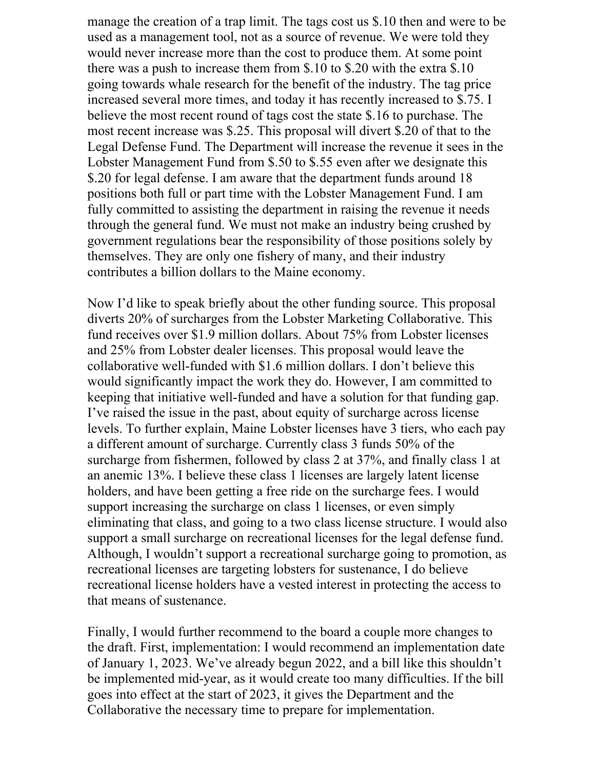manage the creation of a trap limit. The tags cost us $.10 then and were to be used as a management tool, not as a source of revenue. We were told they would never increase more than the cost to produce them. At some point there was a push to increase them from $.10 to $.20 with the extra $.10 going towards whale research for the benefit of the industry. The tag price increased several more times, and today it has recently increased to $.75. I believe the most recent round of tags cost the state $.16 to purchase. The most recent increase was $.25. This proposal will divert $.20 of that to the Legal Defense Fund. The Department will increase the revenue it sees in the Lobster Management Fund from $.50 to $.55 even after we designate this $.20 for legal defense. I am aware that the department funds around 18 positions both full or part time with the Lobster Management Fund. I am fully committed to assisting the department in raising the revenue it needs through the general fund. We must not make an industry being crushed by government regulations bear the responsibility of those positions solely by themselves. They are only one fishery of many, and their industry contributes a billion dollars to the Maine economy.

Now I'd like to speak briefly about the other funding source. This proposal diverts 20% of surcharges from the Lobster Marketing Collaborative. This fund receives over $1.9 million dollars. About 75% from Lobster licenses and 25% from Lobster dealer licenses. This proposal would leave the collaborative well-funded with $1.6 million dollars. I don't believe this would significantly impact the work they do. However, I am committed to keeping that initiative well-funded and have a solution for that funding gap. I've raised the issue in the past, about equity of surcharge across license levels. To further explain, Maine Lobster licenses have 3 tiers, who each pay a different amount of surcharge. Currently class 3 funds 50% of the surcharge from fishermen, followed by class 2 at 37%, and finally class 1 at an anemic 13%. I believe these class 1 licenses are largely latent license holders, and have been getting a free ride on the surcharge fees. I would support increasing the surcharge on class 1 licenses, or even simply eliminating that class, and going to a two class license structure. I would also support a small surcharge on recreational licenses for the legal defense fund. Although, I wouldn't support a recreational surcharge going to promotion, as recreational licenses are targeting lobsters for sustenance, I do believe recreational license holders have a vested interest in protecting the access to that means of sustenance.

Finally, I would further recommend to the board a couple more changes to the draft. First, implementation: I would recommend an implementation date of January 1, 2023. We've already begun 2022, and a bill like this shouldn't be implemented mid-year, as it would create too many difficulties. If the bill goes into effect at the start of 2023, it gives the Department and the Collaborative the necessary time to prepare for implementation.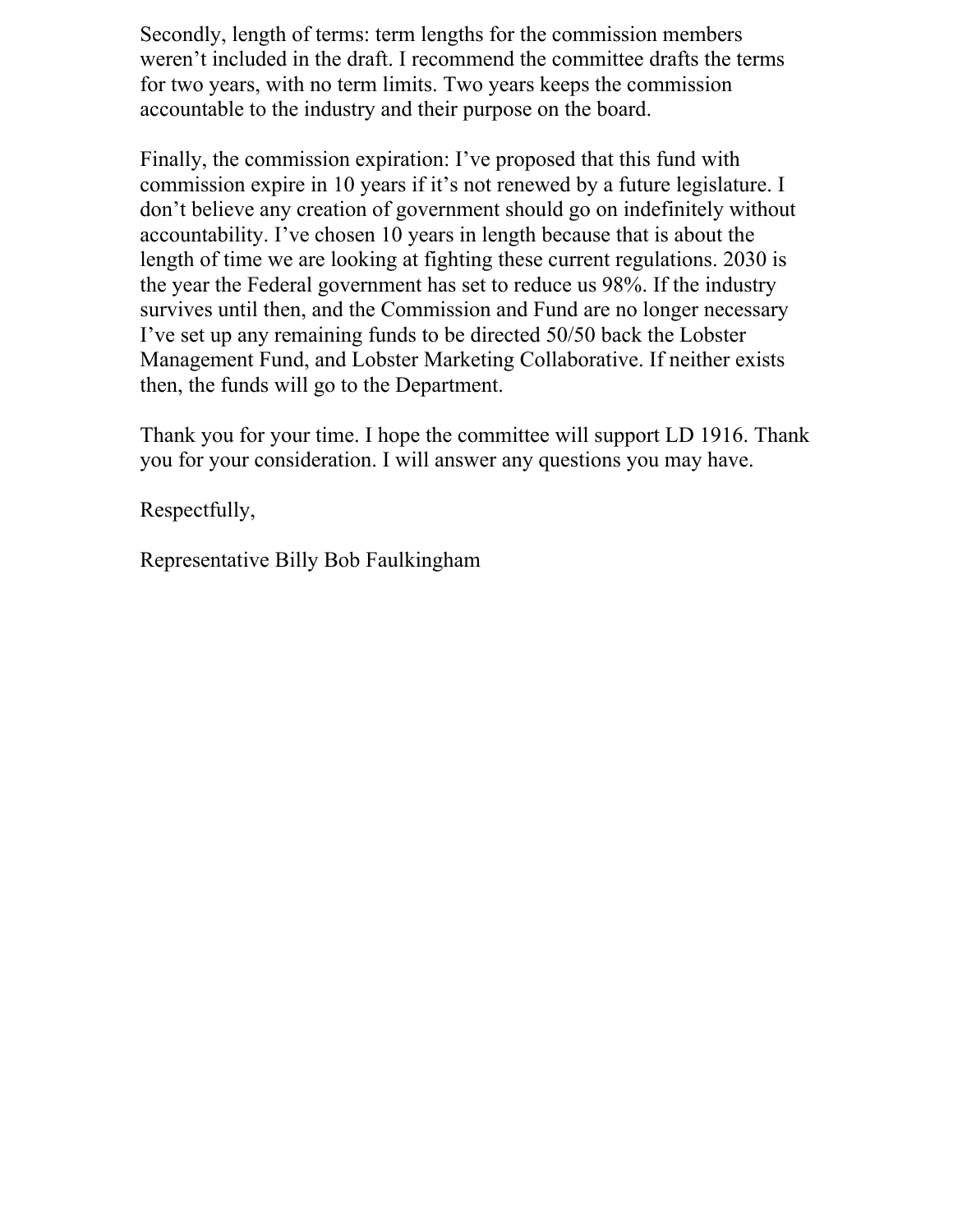Secondly, length of terms: term lengths for the commission members weren't included in the draft. I recommend the committee drafts the terms for two years, with no term limits. Two years keeps the commission accountable to the industry and their purpose on the board.

Finally, the commission expiration: I've proposed that this fund with commission expire in 10 years if it's not renewed by a future legislature. I don't believe any creation of government should go on indefinitely without accountability. I've chosen 10 years in length because that is about the length of time we are looking at fighting these current regulations. 2030 is the year the Federal government has set to reduce us 98%. If the industry survives until then, and the Commission and Fund are no longer necessary I've set up any remaining funds to be directed 50/50 back the Lobster Management Fund, and Lobster Marketing Collaborative. If neither exists then, the funds will go to the Department.

Thank you for your time. I hope the committee will support LD 1916. Thank you for your consideration. I will answer any questions you may have.

Respectfully,

Representative Billy Bob Faulkingham